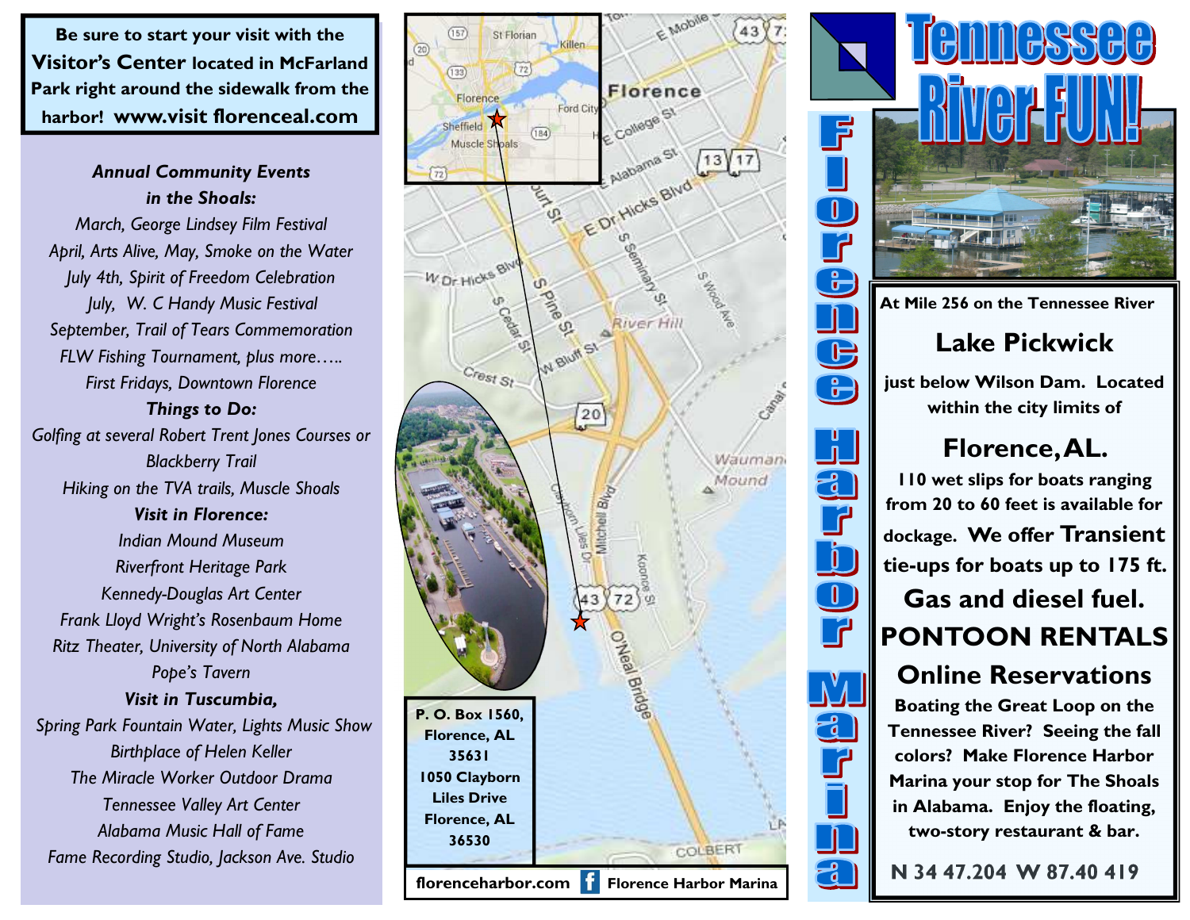**Be sure to start your visit with the Visitor's Center located in McFarland Park right around the sidewalk from the harbor! www.visit florenceal.com**

***Annual Community Events in the Shoals:***

*March, George Lindsey Film Festival*
*April, Arts Alive, May, Smoke on the Water*
*July 4th, Spirit of Freedom Celebration*
*July, W. C Handy Music Festival*
*September, Trail of Tears Commemoration*
*FLW Fishing Tournament, plus more…..*
*First Fridays, Downtown Florence*

***Things to Do:***

*Golfing at several Robert Trent Jones Courses or Blackberry Trail*
*Hiking on the TVA trails, Muscle Shoals*

***Visit in Florence:***

*Indian Mound Museum*
*Riverfront Heritage Park*
*Kennedy-Douglas Art Center*
*Frank Lloyd Wright's Rosenbaum Home*
*Ritz Theater, University of North Alabama*
*Pope's Tavern*

***Visit in Tuscumbia,***

*Spring Park Fountain Water, Lights Music Show*
*Birthplace of Helen Keller*
*The Miracle Worker Outdoor Drama*
*Tennessee Valley Art Center*
*Alabama Music Hall of Fame*
*Fame Recording Studio, Jackson Ave. Studio*

**P. O. Box 1560, Florence, AL 35631**
**1050 Clayborn Liles Drive Florence, AL 36530**

**florenceharbor.com** **Florence Harbor Marina**

# Tennessee River FUN!

## Florence Harbor Marina

**At Mile 256 on the Tennessee River**

## Lake Pickwick

**just below Wilson Dam. Located within the city limits of**

## Florence, AL.

**110 wet slips for boats ranging from 20 to 60 feet is available for dockage. We offer Transient tie-ups for boats up to 175 ft.**

**Gas and diesel fuel.**

**PONTOON RENTALS**

**Online Reservations**

**Boating the Great Loop on the Tennessee River? Seeing the fall colors? Make Florence Harbor Marina your stop for The Shoals in Alabama. Enjoy the floating, two-story restaurant & bar.**

**N 34 47.204 W 87.40 419**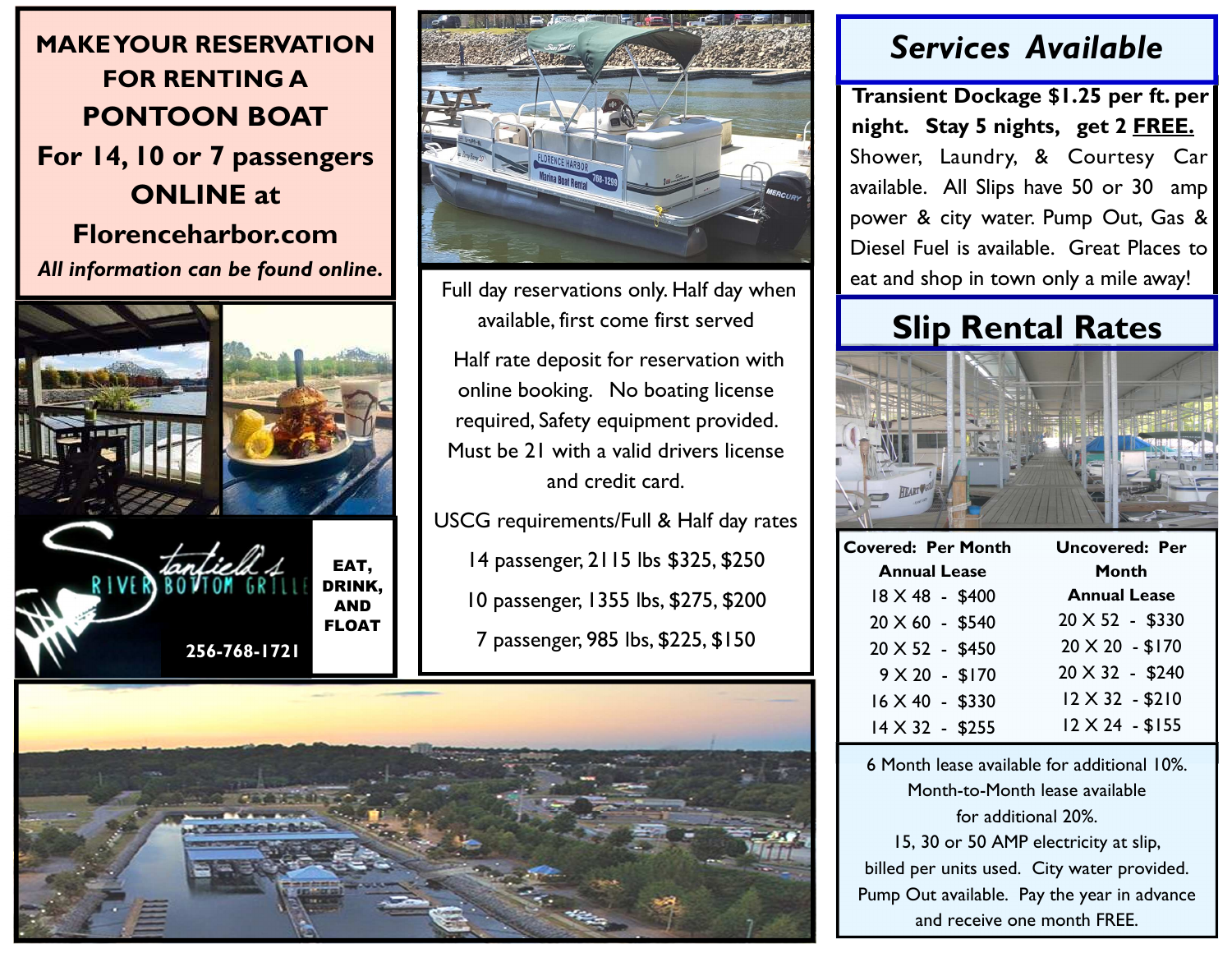**MAKE YOUR RESERVATION FOR RENTING A PONTOON BOAT**

**For 14, 10 or 7 passengers ONLINE at Florenceharbor.com**

***All information can be found online.***

Stanfield's RIVER BOTTOM GRILLE

256-768-1721

**EAT, DRINK, AND FLOAT**

Full day reservations only. Half day when available, first come first served

Half rate deposit for reservation with online booking. No boating license required, Safety equipment provided. Must be 21 with a valid drivers license and credit card.

USCG requirements/Full & Half day rates

14 passenger, 2115 lbs $325, $250

10 passenger, 1355 lbs, $275, $200

7 passenger, 985 lbs, $225, $150

## *Services Available*

**Transient Dockage $1.25 per ft. per night. Stay 5 nights, get 2 FREE.** Shower, Laundry, & Courtesy Car available. All Slips have 50 or 30 amp power & city water. Pump Out, Gas & Diesel Fuel is available. Great Places to eat and shop in town only a mile away!

## Slip Rental Rates

| **Covered: Per Month Annual Lease** | **Uncovered: Per Month Annual Lease** |
|---|---|
| 18 X 48 - $400 | 20 X 52 - $330 |
| 20 X 60 - $540 | 20 X 20 - $170 |
| 20 X 52 - $450 | 20 X 32 - $240 |
| 9 X 20 - $170 | 12 X 32 - $210 |
| 16 X 40 - $330 | 12 X 24 - $155 |
| 14 X 32 - $255 | |

6 Month lease available for additional 10%. Month-to-Month lease available for additional 20%. 15, 30 or 50 AMP electricity at slip, billed per units used. City water provided. Pump Out available. Pay the year in advance and receive one month FREE.